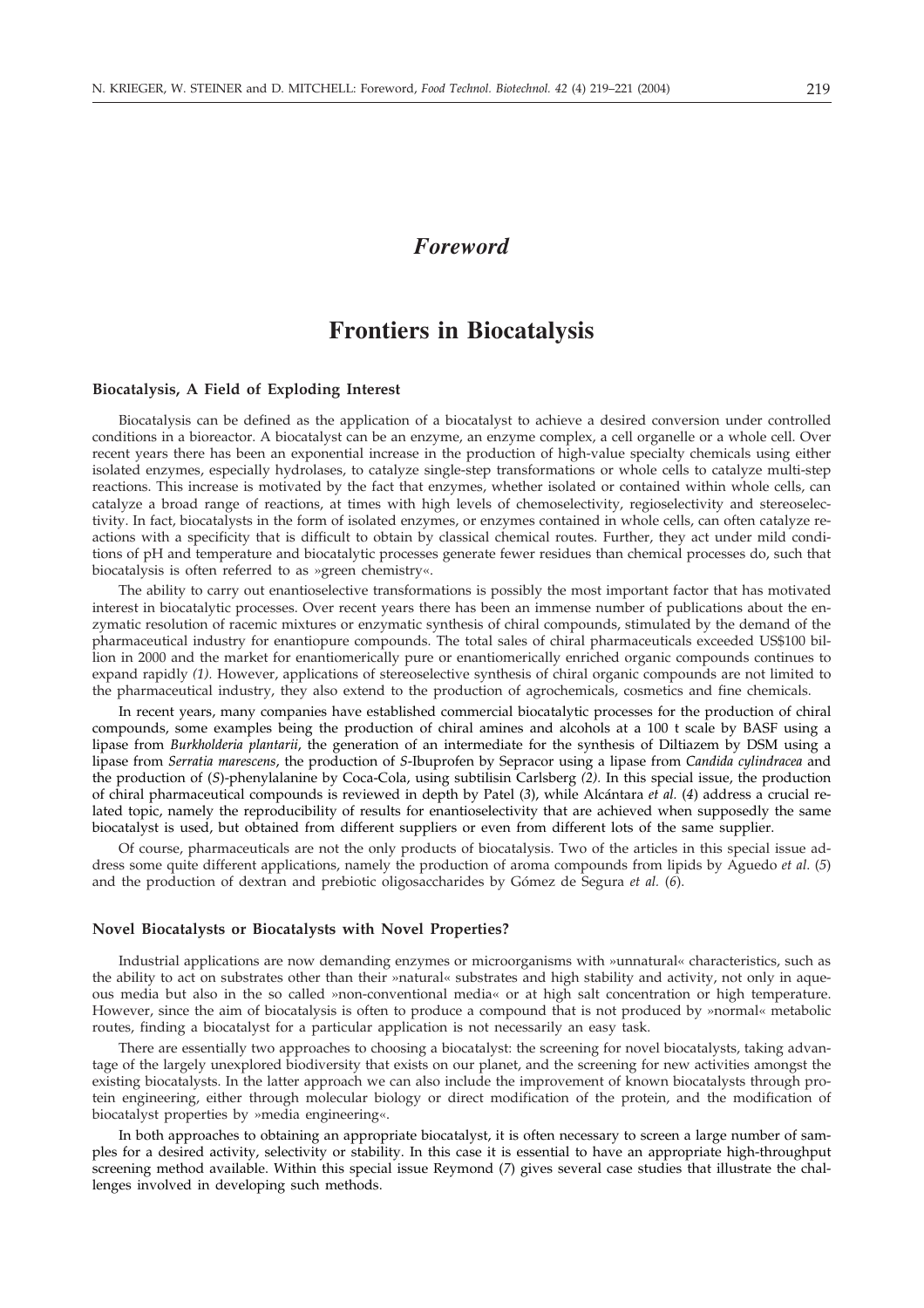# *Foreword*

# Frontiers in Biocatalysis

### Biocatalysis, A Field of Exploding Interest

Biocatalysis can be defined as the application of a biocatalyst to achieve a desired conversion under controlled conditions in a bioreactor. A biocatalyst can be an enzyme, an enzyme complex, a cell organelle or a whole cell. Over recent years there has been an exponential increase in the production of high-value specialty chemicals using either isolated enzymes, especially hydrolases, to catalyze single-step transformations or whole cells to catalyze multi-step reactions. This increase is motivated by the fact that enzymes, whether isolated or contained within whole cells, can catalyze a broad range of reactions, at times with high levels of chemoselectivity, regioselectivity and stereoselectivity. In fact, biocatalysts in the form of isolated enzymes, or enzymes contained in whole cells, can often catalyze reactions with a specificity that is difficult to obtain by classical chemical routes. Further, they act under mild conditions of pH and temperature and biocatalytic processes generate fewer residues than chemical processes do, such that biocatalysis is often referred to as »green chemistry«.

The ability to carry out enantioselective transformations is possibly the most important factor that has motivated interest in biocatalytic processes. Over recent years there has been an immense number of publications about the enzymatic resolution of racemic mixtures or enzymatic synthesis of chiral compounds, stimulated by the demand of the pharmaceutical industry for enantiopure compounds. The total sales of chiral pharmaceuticals exceeded US$100 billion in 2000 and the market for enantiomerically pure or enantiomerically enriched organic compounds continues to expand rapidly *(1).* However, applications of stereoselective synthesis of chiral organic compounds are not limited to the pharmaceutical industry, they also extend to the production of agrochemicals, cosmetics and fine chemicals.

In recent years, many companies have established commercial biocatalytic processes for the production of chiral compounds, some examples being the production of chiral amines and alcohols at a 100 t scale by BASF using a lipase from *Burkholderia plantarii*, the generation of an intermediate for the synthesis of Diltiazem by DSM using a lipase from *Serratia marescens*, the production of *S*-Ibuprofen by Sepracor using a lipase from *Candida cylindracea* and the production of (*S*)-phenylalanine by Coca-Cola, using subtilisin Carlsberg *(2).* In this special issue, the production of chiral pharmaceutical compounds is reviewed in depth by Patel (*3*), while Alcántara *et al.* (*4*) address a crucial related topic, namely the reproducibility of results for enantioselectivity that are achieved when supposedly the same biocatalyst is used, but obtained from different suppliers or even from different lots of the same supplier.

Of course, pharmaceuticals are not the only products of biocatalysis. Two of the articles in this special issue address some quite different applications, namely the production of aroma compounds from lipids by Aguedo *et al.* (*5*) and the production of dextran and prebiotic oligosaccharides by Gómez de Segura *et al.* (*6*).

### Novel Biocatalysts or Biocatalysts with Novel Properties?

Industrial applications are now demanding enzymes or microorganisms with »unnatural« characteristics, such as the ability to act on substrates other than their »natural« substrates and high stability and activity, not only in aqueous media but also in the so called »non-conventional media« or at high salt concentration or high temperature. However, since the aim of biocatalysis is often to produce a compound that is not produced by »normal« metabolic routes, finding a biocatalyst for a particular application is not necessarily an easy task.

There are essentially two approaches to choosing a biocatalyst: the screening for novel biocatalysts, taking advantage of the largely unexplored biodiversity that exists on our planet, and the screening for new activities amongst the existing biocatalysts. In the latter approach we can also include the improvement of known biocatalysts through protein engineering, either through molecular biology or direct modification of the protein, and the modification of biocatalyst properties by »media engineering«.

In both approaches to obtaining an appropriate biocatalyst, it is often necessary to screen a large number of samples for a desired activity, selectivity or stability. In this case it is essential to have an appropriate high-throughput screening method available. Within this special issue Reymond (*7*) gives several case studies that illustrate the challenges involved in developing such methods.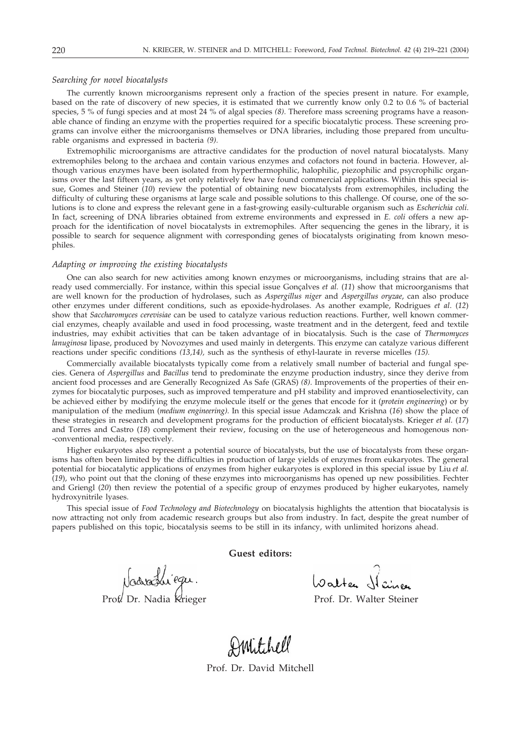### *Searching for novel biocatalysts*

The currently known microorganisms represent only a fraction of the species present in nature. For example, based on the rate of discovery of new species, it is estimated that we currently know only 0.2 to 0.6 % of bacterial species, 5 % of fungi species and at most 24 % of algal species *(8)*. Therefore mass screening programs have a reasonable chance of finding an enzyme with the properties required for a specific biocatalytic process. These screening programs can involve either the microorganisms themselves or DNA libraries, including those prepared from unculturable organisms and expressed in bacteria *(9).*

Extremophilic microorganisms are attractive candidates for the production of novel natural biocatalysts. Many extremophiles belong to the archaea and contain various enzymes and cofactors not found in bacteria. However, although various enzymes have been isolated from hyperthermophilic, halophilic, piezophilic and psycrophilic organisms over the last fifteen years, as yet only relatively few have found commercial applications. Within this special issue, Gomes and Steiner (*10*) review the potential of obtaining new biocatalysts from extremophiles, including the difficulty of culturing these organisms at large scale and possible solutions to this challenge. Of course, one of the solutions is to clone and express the relevant gene in a fast-growing easily-culturable organism such as *Escherichia coli*. In fact, screening of DNA libraries obtained from extreme environments and expressed in *E. coli* offers a new approach for the identification of novel biocatalysts in extremophiles. After sequencing the genes in the library, it is possible to search for sequence alignment with corresponding genes of biocatalysts originating from known mesophiles.

### *Adapting or improving the existing biocatalysts*

One can also search for new activities among known enzymes or microorganisms, including strains that are already used commercially. For instance, within this special issue Gonçalves *et al.* (*11*) show that microorganisms that are well known for the production of hydrolases, such as *Aspergillus niger* and *Aspergillus oryzae*, can also produce other enzymes under different conditions, such as epoxide-hydrolases. As another example, Rodrigues *et al*. (*12*) show that *Saccharomyces cerevisiae* can be used to catalyze various reduction reactions. Further, well known commercial enzymes, cheaply available and used in food processing, waste treatment and in the detergent, feed and textile industries, may exhibit activities that can be taken advantage of in biocatalysis. Such is the case of *Thermomyces lanuginosa* lipase, produced by Novozymes and used mainly in detergents. This enzyme can catalyze various different reactions under specific conditions *(13,14),* such as the synthesis of ethyl-laurate in reverse micelles *(15).*

Commercially available biocatalysts typically come from a relatively small number of bacterial and fungal species. Genera of *Aspergillus* and *Bacillus* tend to predominate the enzyme production industry, since they derive from ancient food processes and are Generally Recognized As Safe (GRAS) *(8)*. Improvements of the properties of their enzymes for biocatalytic purposes, such as improved temperature and pH stability and improved enantioselectivity, can be achieved either by modifying the enzyme molecule itself or the genes that encode for it (*protein engineering*) or by manipulation of the medium (*medium engineering).* In this special issue Adamczak and Krishna (*16*) show the place of these strategies in research and development programs for the production of efficient biocatalysts. Krieger *et al*. (*17*) and Torres and Castro (*18*) complement their review, focusing on the use of heterogeneous and homogenous non-conventional media, respectively.

Higher eukaryotes also represent a potential source of biocatalysts, but the use of biocatalysts from these organisms has often been limited by the difficulties in production of large yields of enzymes from eukaryotes. The general potential for biocatalytic applications of enzymes from higher eukaryotes is explored in this special issue by Liu *et al.* (*19*), who point out that the cloning of these enzymes into microorganisms has opened up new possibilities. Fechter and Griengl (*20*) then review the potential of a specific group of enzymes produced by higher eukaryotes, namely hydroxynitrile lyases.

This special issue of *Food Technology and Biotechnology* on biocatalysis highlights the attention that biocatalysis is now attracting not only from academic research groups but also from industry. In fact, despite the great number of papers published on this topic, biocatalysis seems to be still in its infancy, with unlimited horizons ahead.

**Guest editors:**

Prof. Dr. Nadia Krieger

Prof. Dr. Walter Steiner

Prof. Dr. David Mitchell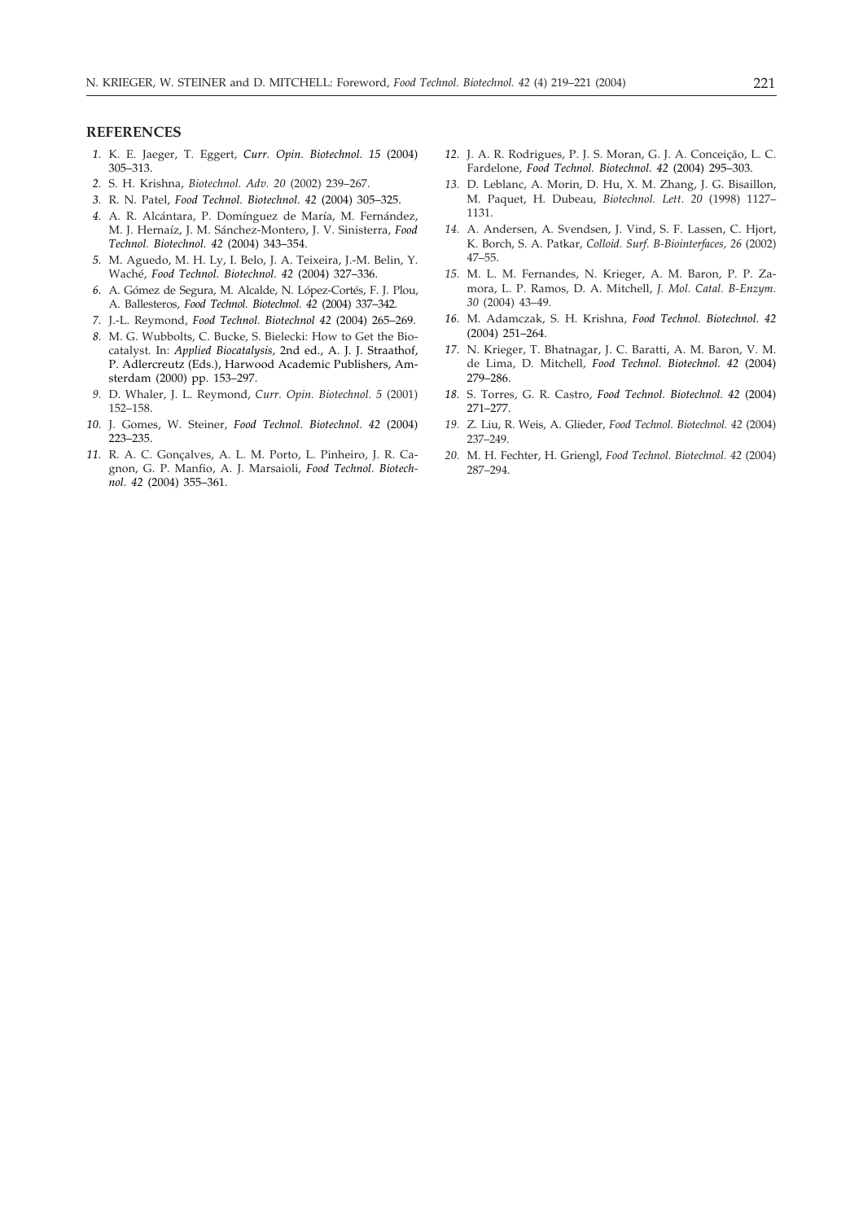## REFERENCES

1. K. E. Jaeger, T. Eggert, *Curr. Opin. Biotechnol. 15* (2004) 305–313.
2. S. H. Krishna, *Biotechnol. Adv. 20* (2002) 239–267.
3. R. N. Patel, *Food Technol. Biotechnol. 42* (2004) 305–325.
4. A. R. Alcántara, P. Domínguez de María, M. Fernández, M. J. Hernaíz, J. M. Sánchez-Montero, J. V. Sinisterra, *Food Technol. Biotechnol. 42* (2004) 343–354.
5. M. Aguedo, M. H. Ly, I. Belo, J. A. Teixeira, J.-M. Belin, Y. Waché, *Food Technol. Biotechnol. 42* (2004) 327–336.
6. A. Gómez de Segura, M. Alcalde, N. López-Cortés, F. J. Plou, A. Ballesteros, *Food Technol. Biotechnol. 42* (2004) 337–342.
7. J.-L. Reymond, *Food Technol. Biotechnol 42* (2004) 265–269.
8. M. G. Wubbolts, C. Bucke, S. Bielecki: How to Get the Biocatalyst. In: *Applied Biocatalysis*, 2nd ed., A. J. J. Straathof, P. Adlercreutz (Eds.), Harwood Academic Publishers, Amsterdam (2000) pp. 153–297.
9. D. Whaler, J. L. Reymond, *Curr. Opin. Biotechnol. 5* (2001) 152–158.
10. J. Gomes, W. Steiner, *Food Technol. Biotechnol. 42* (2004) 223–235.
11. R. A. C. Gonçalves, A. L. M. Porto, L. Pinheiro, J. R. Cagnon, G. P. Manfio, A. J. Marsaioli, *Food Technol. Biotechnol. 42* (2004) 355–361.
12. J. A. R. Rodrigues, P. J. S. Moran, G. J. A. Conceição, L. C. Fardelone, *Food Technol. Biotechnol. 42* (2004) 295–303.
13. D. Leblanc, A. Morin, D. Hu, X. M. Zhang, J. G. Bisaillon, M. Paquet, H. Dubeau, *Biotechnol. Lett. 20* (1998) 1127–1131.
14. A. Andersen, A. Svendsen, J. Vind, S. F. Lassen, C. Hjort, K. Borch, S. A. Patkar, *Colloid. Surf. B-Biointerfaces, 26* (2002) 47–55.
15. M. L. M. Fernandes, N. Krieger, A. M. Baron, P. P. Zamora, L. P. Ramos, D. A. Mitchell, *J. Mol. Catal. B-Enzym. 30* (2004) 43–49.
16. M. Adamczak, S. H. Krishna, *Food Technol. Biotechnol. 42* (2004) 251–264.
17. N. Krieger, T. Bhatnagar, J. C. Baratti, A. M. Baron, V. M. de Lima, D. Mitchell, *Food Technol. Biotechnol. 42* (2004) 279–286.
18. S. Torres, G. R. Castro, *Food Technol. Biotechnol. 42* (2004) 271–277.
19. Z. Liu, R. Weis, A. Glieder, *Food Technol. Biotechnol. 42* (2004) 237–249.
20. M. H. Fechter, H. Griengl, *Food Technol. Biotechnol. 42* (2004) 287–294.